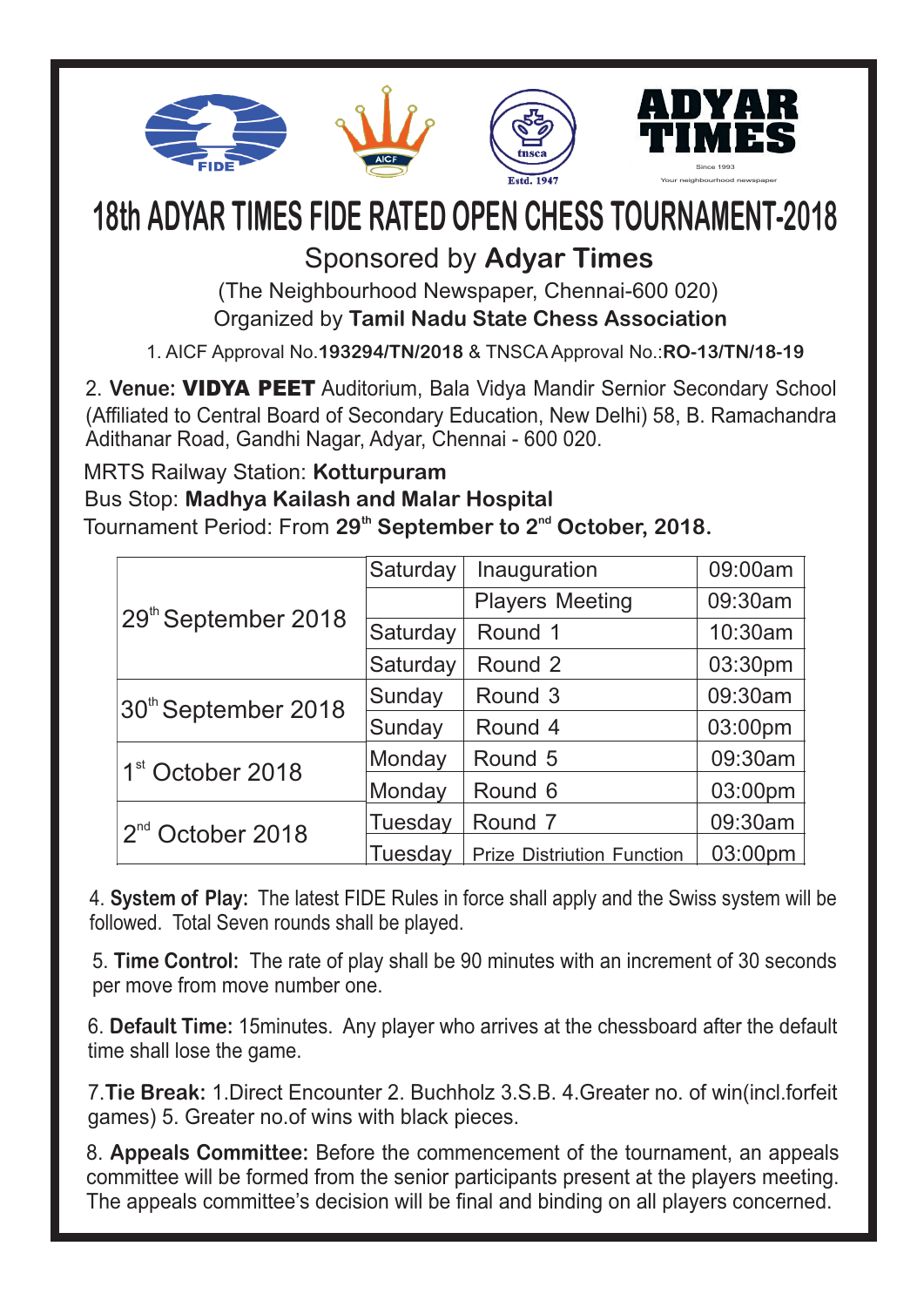ADYAR TIMES

Since 1993

Your neighbourhood newspaper

# 18th ADYAR TIMES FIDE RATED OPEN CHESS TOURNAMENT-2018

## Sponsored by **Adyar Times**

(The Neighbourhood Newspaper, Chennai-600 020)

Organized by **Tamil Nadu State Chess Association**

1. AICF Approval No.**193294/TN/2018** & TNSCA Approval No.:**RO-13/TN/18-19**

2. **Venue: VIDYA PEET** Auditorium, Bala Vidya Mandir Sernior Secondary School (Affiliated to Central Board of Secondary Education, New Delhi) 58, B. Ramachandra Adithanar Road, Gandhi Nagar, Adyar, Chennai - 600 020.

MRTS Railway Station: **Kotturpuram**

Bus Stop: **Madhya Kailash and Malar Hospital**

Tournament Period: From **29th September to 2nd October, 2018.**

| Date | Day | Event | Time |
|---|---|---|---|
| 29th September 2018 | Saturday | Inauguration | 09:00am |
| | | Players Meeting | 09:30am |
| | Saturday | Round 1 | 10:30am |
| | Saturday | Round 2 | 03:30pm |
| 30th September 2018 | Sunday | Round 3 | 09:30am |
| | Sunday | Round 4 | 03:00pm |
| 1st October 2018 | Monday | Round 5 | 09:30am |
| | Monday | Round 6 | 03:00pm |
| 2nd October 2018 | Tuesday | Round 7 | 09:30am |
| | Tuesday | Prize Distriution Function | 03:00pm |

4. **System of Play:** The latest FIDE Rules in force shall apply and the Swiss system will be followed. Total Seven rounds shall be played.

5. **Time Control:** The rate of play shall be 90 minutes with an increment of 30 seconds per move from move number one.

6. **Default Time:** 15minutes. Any player who arrives at the chessboard after the default time shall lose the game.

7. **Tie Break:** 1.Direct Encounter 2. Buchholz 3.S.B. 4.Greater no. of win(incl.forfeit games) 5. Greater no.of wins with black pieces.

8. **Appeals Committee:** Before the commencement of the tournament, an appeals committee will be formed from the senior participants present at the players meeting. The appeals committee's decision will be final and binding on all players concerned.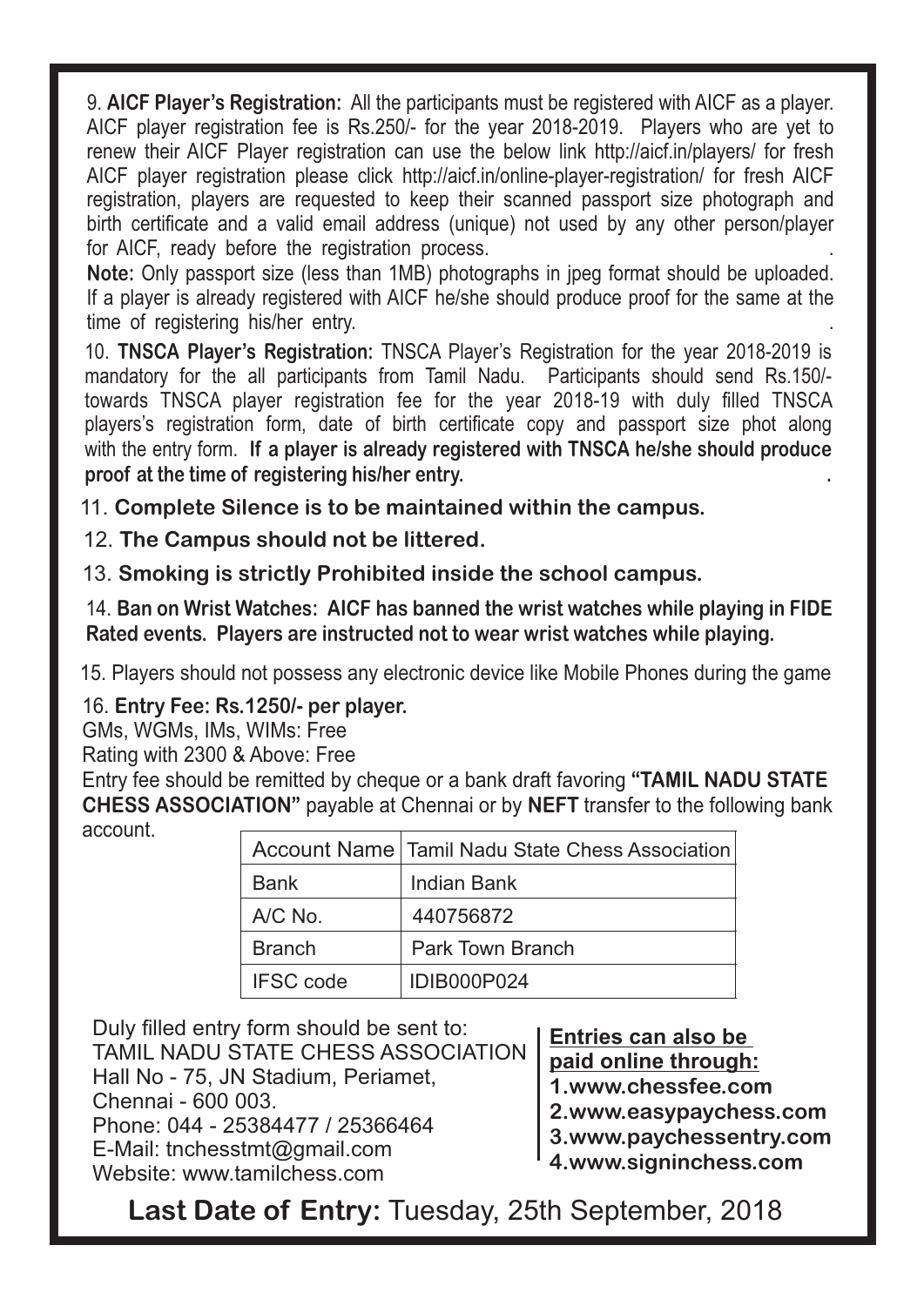9. **AICF Player's Registration:** All the participants must be registered with AICF as a player. AICF player registration fee is Rs.250/- for the year 2018-2019. Players who are yet to renew their AICF Player registration can use the below link http://aicf.in/players/ for fresh AICF player registration please click http://aicf.in/online-player-registration/ for fresh AICF registration, players are requested to keep their scanned passport size photograph and birth certificate and a valid email address (unique) not used by any other person/player for AICF, ready before the registration process.

**Note:** Only passport size (less than 1MB) photographs in jpeg format should be uploaded. If a player is already registered with AICF he/she should produce proof for the same at the time of registering his/her entry.

10. **TNSCA Player's Registration:** TNSCA Player's Registration for the year 2018-2019 is mandatory for the all participants from Tamil Nadu. Participants should send Rs.150/- towards TNSCA player registration fee for the year 2018-19 with duly filled TNSCA players's registration form, date of birth certificate copy and passport size phot along with the entry form. **If a player is already registered with TNSCA he/she should produce proof at the time of registering his/her entry.**

11. **Complete Silence is to be maintained within the campus.**

12. **The Campus should not be littered.**

13. **Smoking is strictly Prohibited inside the school campus.**

14. **Ban on Wrist Watches: AICF has banned the wrist watches while playing in FIDE Rated events. Players are instructed not to wear wrist watches while playing.**

15. Players should not possess any electronic device like Mobile Phones during the game

16. **Entry Fee: Rs.1250/- per player.**

GMs, WGMs, IMs, WIMs: Free

Rating with 2300 & Above: Free

Entry fee should be remitted by cheque or a bank draft favoring **"TAMIL NADU STATE CHESS ASSOCIATION"** payable at Chennai or by **NEFT** transfer to the following bank account.

| Account Name | Tamil Nadu State Chess Association |
|---|---|
| Bank | Indian Bank |
| A/C No. | 440756872 |
| Branch | Park Town Branch |
| IFSC code | IDIB000P024 |

Duly filled entry form should be sent to:
TAMIL NADU STATE CHESS ASSOCIATION
Hall No - 75, JN Stadium, Periamet,
Chennai - 600 003.
Phone: 044 - 25384477 / 25366464
E-Mail: tnchesstmt@gmail.com
Website: www.tamilchess.com

**Entries can also be paid online through:**

1. **www.chessfee.com**
2. **www.easypaychess.com**
3. **www.paychessentry.com**
4. **www.signinchess.com**

**Last Date of Entry:** Tuesday, 25th September, 2018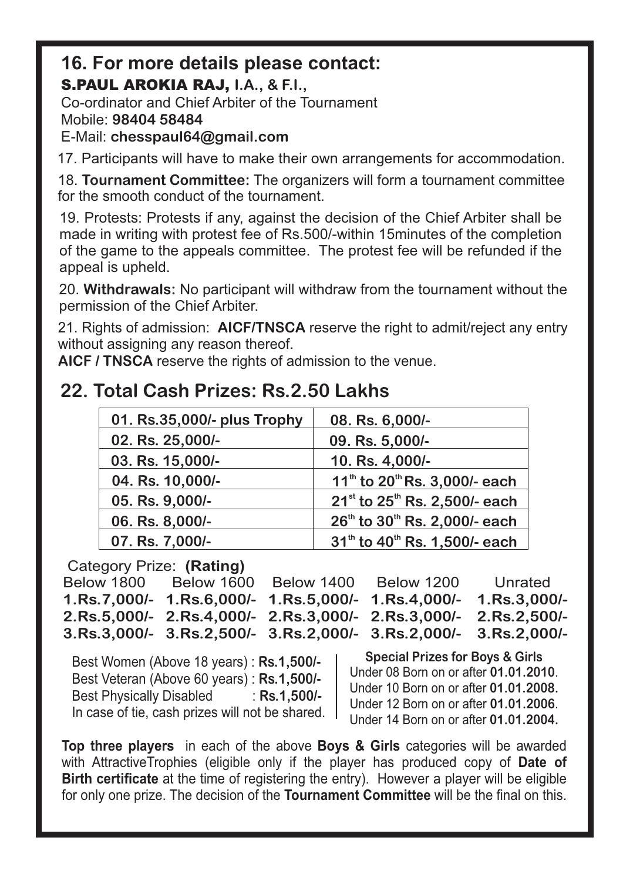## 16. For more details please contact:

**S.PAUL AROKIA RAJ, I.A., & F.I.,**
Co-ordinator and Chief Arbiter of the Tournament
Mobile: **98404 58484**
E-Mail: **chesspaul64@gmail.com**

17. Participants will have to make their own arrangements for accommodation.

18. **Tournament Committee:** The organizers will form a tournament committee for the smooth conduct of the tournament.

19. Protests: Protests if any, against the decision of the Chief Arbiter shall be made in writing with protest fee of Rs.500/-within 15minutes of the completion of the game to the appeals committee. The protest fee will be refunded if the appeal is upheld.

20. **Withdrawals:** No participant will withdraw from the tournament without the permission of the Chief Arbiter.

21. Rights of admission: **AICF/TNSCA** reserve the right to admit/reject any entry without assigning any reason thereof.
**AICF / TNSCA** reserve the rights of admission to the venue.

## 22. Total Cash Prizes: Rs.2.50 Lakhs

| | |
|---|---|
| 01. Rs.35,000/- plus Trophy | 08. Rs. 6,000/- |
| 02. Rs. 25,000/- | 09. Rs. 5,000/- |
| 03. Rs. 15,000/- | 10. Rs. 4,000/- |
| 04. Rs. 10,000/- | 11th to 20th Rs. 3,000/- each |
| 05. Rs. 9,000/- | 21st to 25th Rs. 2,500/- each |
| 06. Rs. 8,000/- | 26th to 30th Rs. 2,000/- each |
| 07. Rs. 7,000/- | 31th to 40th Rs. 1,500/- each |

Category Prize: **(Rating)**

| Below 1800 | Below 1600 | Below 1400 | Below 1200 | Unrated |
|---|---|---|---|---|
| **1.Rs.7,000/-** | **1.Rs.6,000/-** | **1.Rs.5,000/-** | **1.Rs.4,000/-** | **1.Rs.3,000/-** |
| **2.Rs.5,000/-** | **2.Rs.4,000/-** | **2.Rs.3,000/-** | **2.Rs.3,000/-** | **2.Rs.2,500/-** |
| **3.Rs.3,000/-** | **3.Rs.2,500/-** | **3.Rs.2,000/-** | **3.Rs.2,000/-** | **3.Rs.2,000/-** |

Best Women (Above 18 years) : **Rs.1,500/-**
Best Veteran (Above 60 years) : **Rs.1,500/-**
Best Physically Disabled : **Rs.1,500/-**
In case of tie, cash prizes will not be shared.

**Special Prizes for Boys & Girls**
Under 08 Born on or after **01.01.2010**.
Under 10 Born on or after **01.01.2008.**
Under 12 Born on or after **01.01.2006**.
Under 14 Born on or after **01.01.2004.**

**Top three players** in each of the above **Boys & Girls** categories will be awarded with AttractiveTrophies (eligible only if the player has produced copy of **Date of Birth certificate** at the time of registering the entry). However a player will be eligible for only one prize. The decision of the **Tournament Committee** will be the final on this.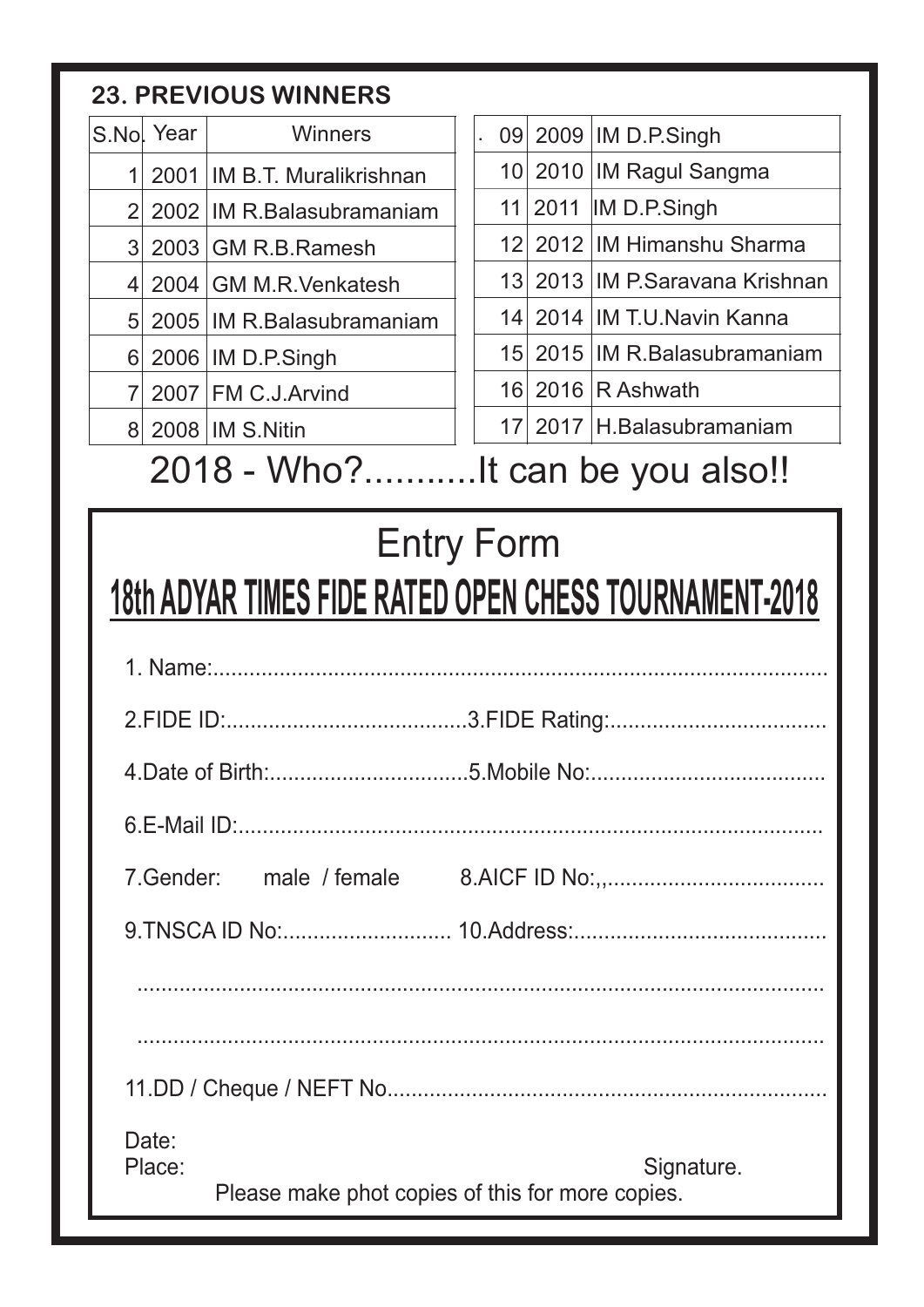## 23. PREVIOUS WINNERS

| S.No. | Year | Winners |
|---|---|---|
| 1 | 2001 | IM B.T. Muralikrishnan |
| 2 | 2002 | IM R.Balasubramaniam |
| 3 | 2003 | GM R.B.Ramesh |
| 4 | 2004 | GM M.R.Venkatesh |
| 5 | 2005 | IM R.Balasubramaniam |
| 6 | 2006 | IM D.P.Singh |
| 7 | 2007 | FM C.J.Arvind |
| 8 | 2008 | IM S.Nitin |
| 09 | 2009 | IM D.P.Singh |
| 10 | 2010 | IM Ragul Sangma |
| 11 | 2011 | IM D.P.Singh |
| 12 | 2012 | IM Himanshu Sharma |
| 13 | 2013 | IM P.Saravana Krishnan |
| 14 | 2014 | IM T.U.Navin Kanna |
| 15 | 2015 | IM R.Balasubramaniam |
| 16 | 2016 | R Ashwath |
| 17 | 2017 | H.Balasubramaniam |

# 2018 - Who?...........It can be you also!!

# Entry Form

## 18th ADYAR TIMES FIDE RATED OPEN CHESS TOURNAMENT-2018

1. Name:......................................................................................................

2.FIDE ID:.......................................3.FIDE Rating:...................................

4.Date of Birth:.................................5.Mobile No:......................................

6.E-Mail ID:.................................................................................................

7.Gender: male / female 8.AICF ID No:,,...................................

9.TNSCA ID No:............................ 10.Address:.........................................

.......................................................................................................................

.......................................................................................................................

11.DD / Cheque / NEFT No.........................................................................

Date:

Place: Signature.

Please make phot copies of this for more copies.